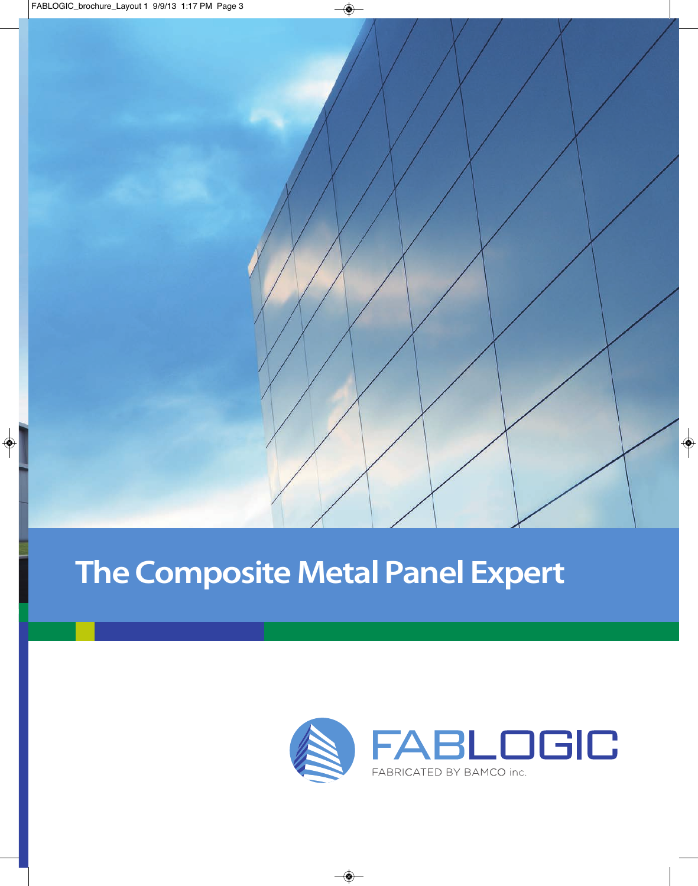# The Composite Metal Panel Expert

FABLOGIC

FABRICATED BY BAMCO inc.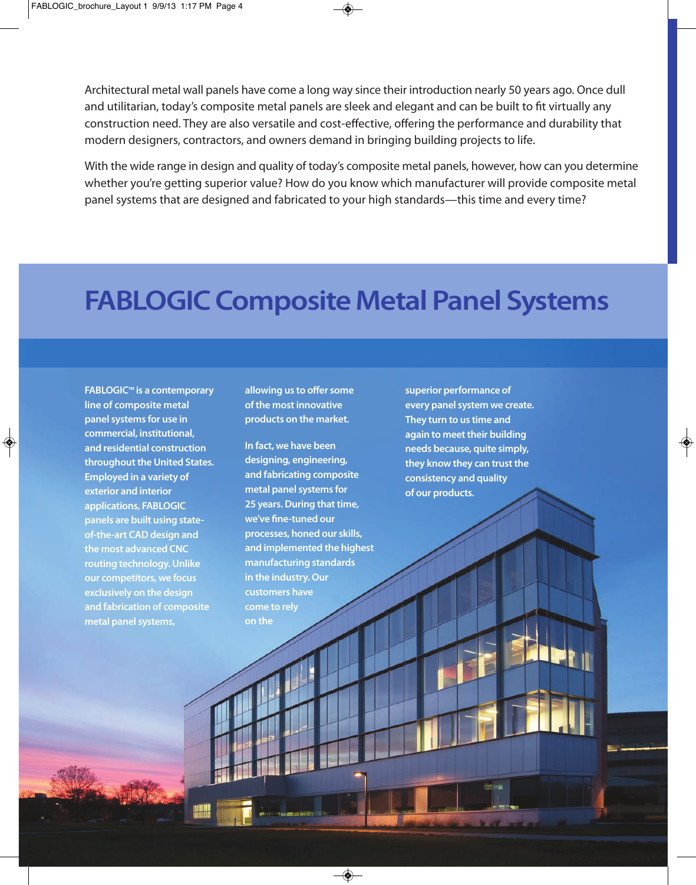Architectural metal wall panels have come a long way since their introduction nearly 50 years ago. Once dull and utilitarian, today's composite metal panels are sleek and elegant and can be built to fit virtually any construction need. They are also versatile and cost-effective, offering the performance and durability that modern designers, contractors, and owners demand in bringing building projects to life.

With the wide range in design and quality of today's composite metal panels, however, how can you determine whether you're getting superior value? How do you know which manufacturer will provide composite metal panel systems that are designed and fabricated to your high standards—this time and every time?

# FABLOGIC Composite Metal Panel Systems

**FABLOGIC™ is a contemporary line of composite metal panel systems for use in commercial, institutional, and residential construction throughout the United States. Employed in a variety of exterior and interior applications, FABLOGIC panels are built using state-of-the-art CAD design and the most advanced CNC routing technology. Unlike our competitors, we focus exclusively on the design and fabrication of composite metal panel systems, allowing us to offer some of the most innovative products on the market.**

**In fact, we have been designing, engineering, and fabricating composite metal panel systems for 25 years. During that time, we've fine-tuned our processes, honed our skills, and implemented the highest manufacturing standards in the industry. Our customers have come to rely on the superior performance of every panel system we create. They turn to us time and again to meet their building needs because, quite simply, they know they can trust the consistency and quality of our products.**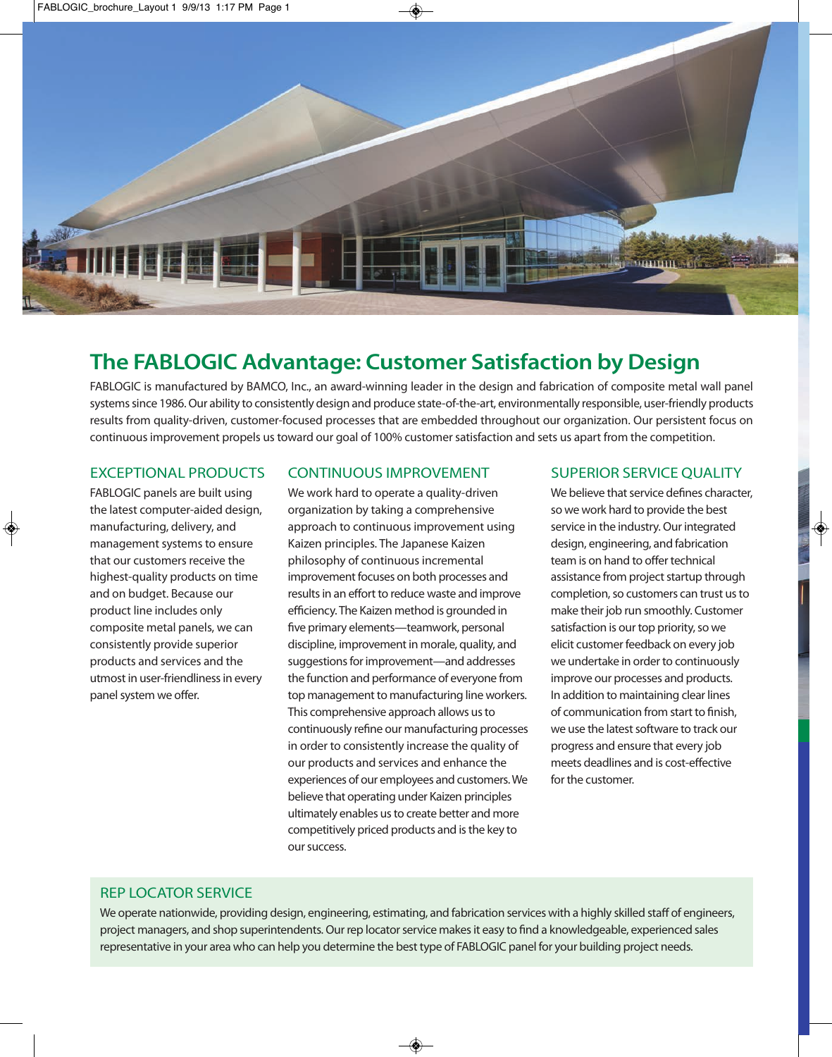# The FABLOGIC Advantage: Customer Satisfaction by Design

FABLOGIC is manufactured by BAMCO, Inc., an award-winning leader in the design and fabrication of composite metal wall panel systems since 1986. Our ability to consistently design and produce state-of-the-art, environmentally responsible, user-friendly products results from quality-driven, customer-focused processes that are embedded throughout our organization. Our persistent focus on continuous improvement propels us toward our goal of 100% customer satisfaction and sets us apart from the competition.

## EXCEPTIONAL PRODUCTS

FABLOGIC panels are built using the latest computer-aided design, manufacturing, delivery, and management systems to ensure that our customers receive the highest-quality products on time and on budget. Because our product line includes only composite metal panels, we can consistently provide superior products and services and the utmost in user-friendliness in every panel system we offer.

## CONTINUOUS IMPROVEMENT

We work hard to operate a quality-driven organization by taking a comprehensive approach to continuous improvement using Kaizen principles. The Japanese Kaizen philosophy of continuous incremental improvement focuses on both processes and results in an effort to reduce waste and improve efficiency. The Kaizen method is grounded in five primary elements—teamwork, personal discipline, improvement in morale, quality, and suggestions for improvement—and addresses the function and performance of everyone from top management to manufacturing line workers. This comprehensive approach allows us to continuously refine our manufacturing processes in order to consistently increase the quality of our products and services and enhance the experiences of our employees and customers. We believe that operating under Kaizen principles ultimately enables us to create better and more competitively priced products and is the key to our success.

## SUPERIOR SERVICE QUALITY

We believe that service defines character, so we work hard to provide the best service in the industry. Our integrated design, engineering, and fabrication team is on hand to offer technical assistance from project startup through completion, so customers can trust us to make their job run smoothly. Customer satisfaction is our top priority, so we elicit customer feedback on every job we undertake in order to continuously improve our processes and products. In addition to maintaining clear lines of communication from start to finish, we use the latest software to track our progress and ensure that every job meets deadlines and is cost-effective for the customer.

## REP LOCATOR SERVICE

We operate nationwide, providing design, engineering, estimating, and fabrication services with a highly skilled staff of engineers, project managers, and shop superintendents. Our rep locator service makes it easy to find a knowledgeable, experienced sales representative in your area who can help you determine the best type of FABLOGIC panel for your building project needs.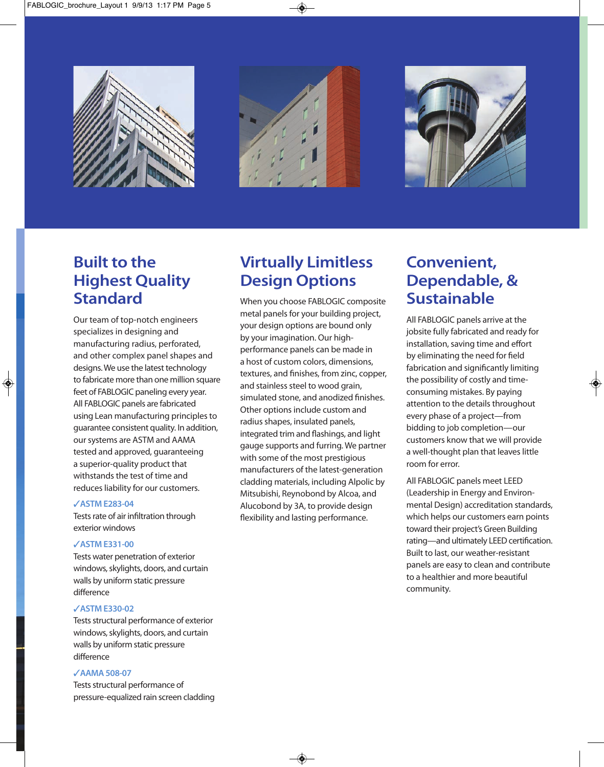## Built to the Highest Quality Standard

Our team of top-notch engineers specializes in designing and manufacturing radius, perforated, and other complex panel shapes and designs. We use the latest technology to fabricate more than one million square feet of FABLOGIC paneling every year. All FABLOGIC panels are fabricated using Lean manufacturing principles to guarantee consistent quality. In addition, our systems are ASTM and AAMA tested and approved, guaranteeing a superior-quality product that withstands the test of time and reduces liability for our customers.

**✓ASTM E283-04**
Tests rate of air infiltration through exterior windows

**✓ASTM E331-00**
Tests water penetration of exterior windows, skylights, doors, and curtain walls by uniform static pressure difference

**✓ASTM E330-02**
Tests structural performance of exterior windows, skylights, doors, and curtain walls by uniform static pressure difference

**✓AAMA 508-07**
Tests structural performance of pressure-equalized rain screen cladding

## Virtually Limitless Design Options

When you choose FABLOGIC composite metal panels for your building project, your design options are bound only by your imagination. Our high-performance panels can be made in a host of custom colors, dimensions, textures, and finishes, from zinc, copper, and stainless steel to wood grain, simulated stone, and anodized finishes. Other options include custom and radius shapes, insulated panels, integrated trim and flashings, and light gauge supports and furring. We partner with some of the most prestigious manufacturers of the latest-generation cladding materials, including Alpolic by Mitsubishi, Reynobond by Alcoa, and Alucobond by 3A, to provide design flexibility and lasting performance.

## Convenient, Dependable, & Sustainable

All FABLOGIC panels arrive at the jobsite fully fabricated and ready for installation, saving time and effort by eliminating the need for field fabrication and significantly limiting the possibility of costly and time-consuming mistakes. By paying attention to the details throughout every phase of a project—from bidding to job completion—our customers know that we will provide a well-thought plan that leaves little room for error.

All FABLOGIC panels meet LEED (Leadership in Energy and Environmental Design) accreditation standards, which helps our customers earn points toward their project's Green Building rating—and ultimately LEED certification. Built to last, our weather-resistant panels are easy to clean and contribute to a healthier and more beautiful community.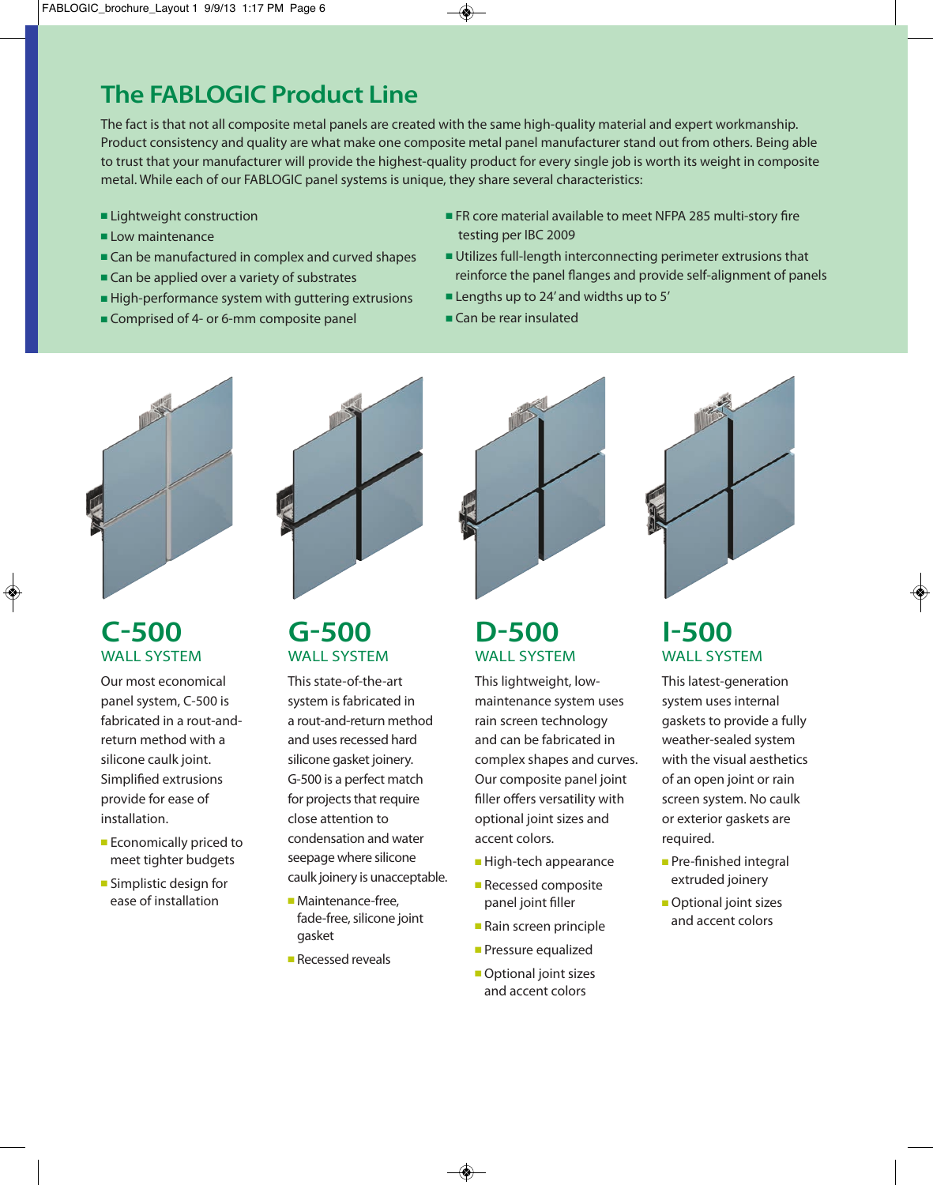# The FABLOGIC Product Line

The fact is that not all composite metal panels are created with the same high-quality material and expert workmanship. Product consistency and quality are what make one composite metal panel manufacturer stand out from others. Being able to trust that your manufacturer will provide the highest-quality product for every single job is worth its weight in composite metal. While each of our FABLOGIC panel systems is unique, they share several characteristics:

- Lightweight construction
- Low maintenance
- Can be manufactured in complex and curved shapes
- Can be applied over a variety of substrates
- High-performance system with guttering extrusions
- Comprised of 4- or 6-mm composite panel
- FR core material available to meet NFPA 285 multi-story fire testing per IBC 2009
- Utilizes full-length interconnecting perimeter extrusions that reinforce the panel flanges and provide self-alignment of panels
- Lengths up to 24' and widths up to 5'
- Can be rear insulated

## C-500

### WALL SYSTEM

Our most economical panel system, C-500 is fabricated in a rout-and-return method with a silicone caulk joint. Simplified extrusions provide for ease of installation.

- Economically priced to meet tighter budgets
- Simplistic design for ease of installation

## G-500

### WALL SYSTEM

This state-of-the-art system is fabricated in a rout-and-return method and uses recessed hard silicone gasket joinery. G-500 is a perfect match for projects that require close attention to condensation and water seepage where silicone caulk joinery is unacceptable.

- Maintenance-free, fade-free, silicone joint gasket
- Recessed reveals

## D-500

### WALL SYSTEM

This lightweight, low-maintenance system uses rain screen technology and can be fabricated in complex shapes and curves. Our composite panel joint filler offers versatility with optional joint sizes and accent colors.

- High-tech appearance
- Recessed composite panel joint filler
- Rain screen principle
- Pressure equalized
- Optional joint sizes and accent colors

## I-500

### WALL SYSTEM

This latest-generation system uses internal gaskets to provide a fully weather-sealed system with the visual aesthetics of an open joint or rain screen system. No caulk or exterior gaskets are required.

- Pre-finished integral extruded joinery
- Optional joint sizes and accent colors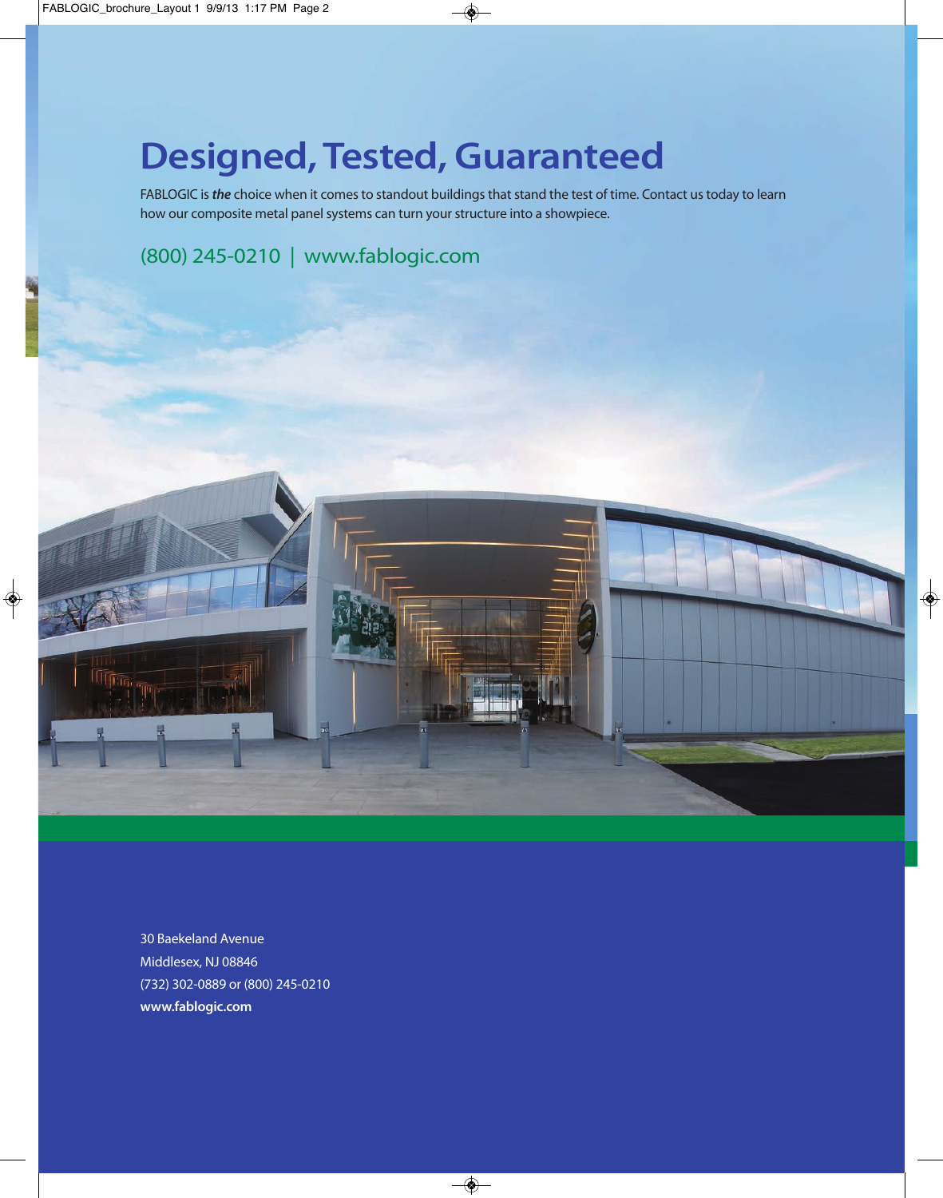# Designed, Tested, Guaranteed

FABLOGIC is ***the*** choice when it comes to standout buildings that stand the test of time. Contact us today to learn how our composite metal panel systems can turn your structure into a showpiece.

(800) 245-0210 | www.fablogic.com

30 Baekeland Avenue  
Middlesex, NJ 08846  
(732) 302-0889 or (800) 245-0210  
**www.fablogic.com**